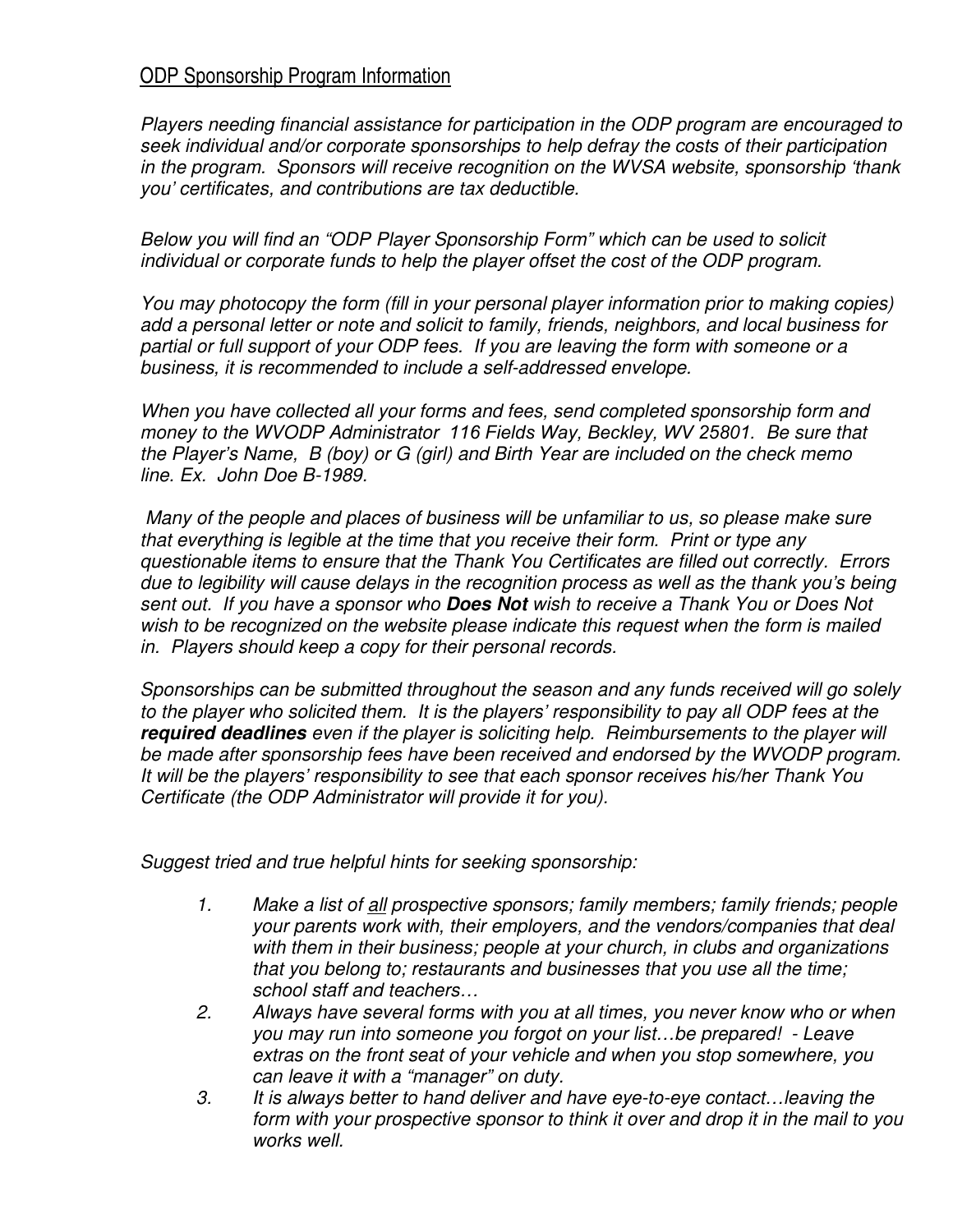## ODP Sponsorship Program Information

*Players needing financial assistance for participation in the ODP program are encouraged to seek individual and/or corporate sponsorships to help defray the costs of their participation in the program. Sponsors will receive recognition on the WVSA website, sponsorship 'thank you' certificates, and contributions are tax deductible.*

*Below you will find an "ODP Player Sponsorship Form" which can be used to solicit individual or corporate funds to help the player offset the cost of the ODP program.*

*You may photocopy the form (fill in your personal player information prior to making copies) add a personal letter or note and solicit to family, friends, neighbors, and local business for partial or full support of your ODP fees. If you are leaving the form with someone or a business, it is recommended to include a self-addressed envelope.*

*When you have collected all your forms and fees, send completed sponsorship form and money to the WVODP Administrator 116 Fields Way, Beckley, WV 25801. Be sure that the Player's Name, B (boy) or G (girl) and Birth Year are included on the check memo line. Ex. John Doe B-1989.*

*Many of the people and places of business will be unfamiliar to us, so please make sure that everything is legible at the time that you receive their form. Print or type any questionable items to ensure that the Thank You Certificates are filled out correctly. Errors due to legibility will cause delays in the recognition process as well as the thank you's being sent out. If you have a sponsor who* ***Does Not*** *wish to receive a Thank You or Does Not wish to be recognized on the website please indicate this request when the form is mailed in. Players should keep a copy for their personal records.*

*Sponsorships can be submitted throughout the season and any funds received will go solely to the player who solicited them. It is the players' responsibility to pay all ODP fees at the* ***required deadlines*** *even if the player is soliciting help. Reimbursements to the player will be made after sponsorship fees have been received and endorsed by the WVODP program. It will be the players' responsibility to see that each sponsor receives his/her Thank You Certificate (the ODP Administrator will provide it for you).*

*Suggest tried and true helpful hints for seeking sponsorship:*

1. *Make a list of* ***all*** *prospective sponsors; family members; family friends; people your parents work with, their employers, and the vendors/companies that deal with them in their business; people at your church, in clubs and organizations that you belong to; restaurants and businesses that you use all the time; school staff and teachers…*
2. *Always have several forms with you at all times, you never know who or when you may run into someone you forgot on your list…be prepared! - Leave extras on the front seat of your vehicle and when you stop somewhere, you can leave it with a "manager" on duty.*
3. *It is always better to hand deliver and have eye-to-eye contact…leaving the form with your prospective sponsor to think it over and drop it in the mail to you works well.*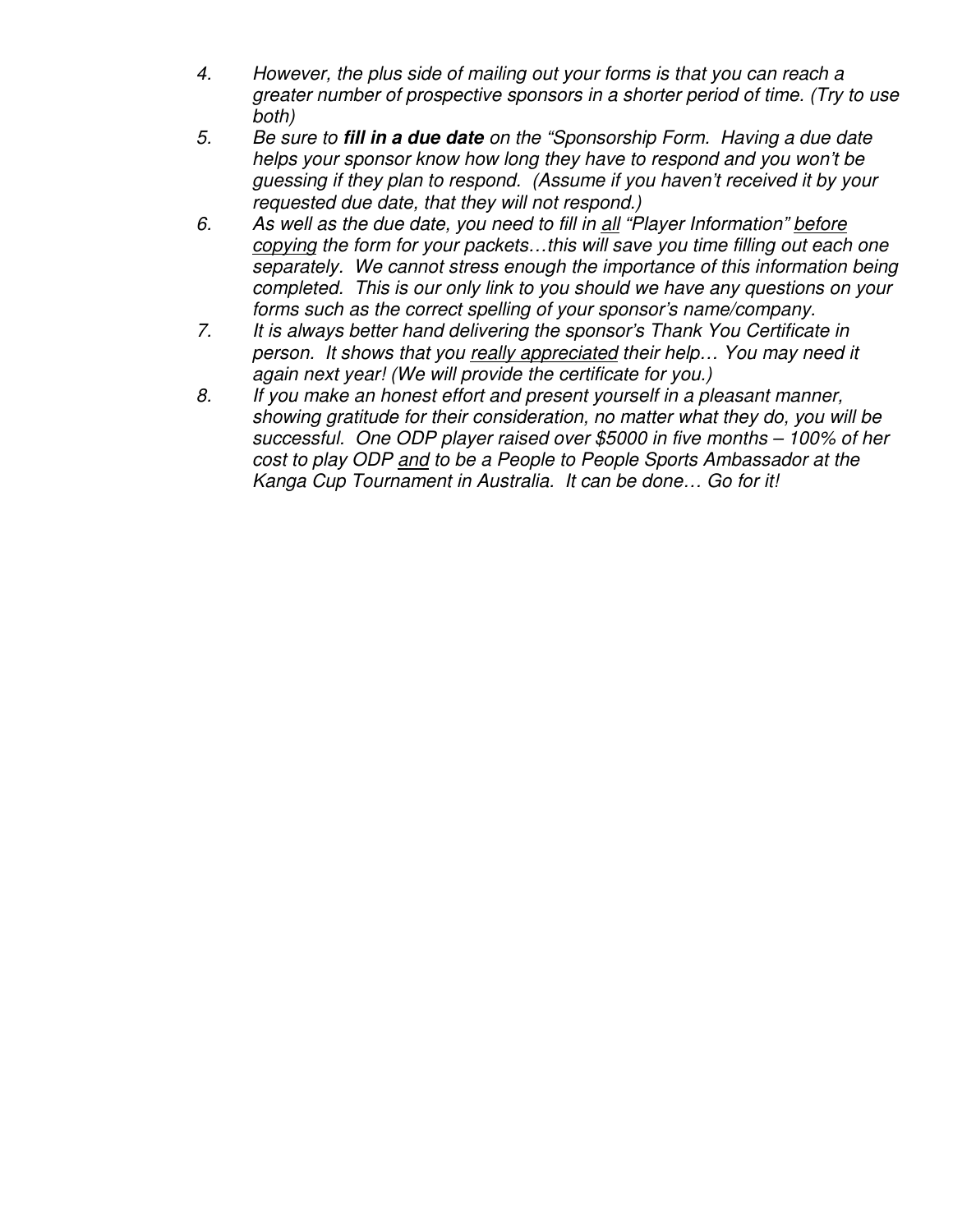4. *However, the plus side of mailing out your forms is that you can reach a greater number of prospective sponsors in a shorter period of time. (Try to use both)*
5. *Be sure to* ***fill in a due date*** *on the "Sponsorship Form. Having a due date helps your sponsor know how long they have to respond and you won't be guessing if they plan to respond. (Assume if you haven't received it by your requested due date, that they will not respond.)*
6. *As well as the due date, you need to fill in <u>all</u> "Player Information" <u>before copying</u> the form for your packets…this will save you time filling out each one separately. We cannot stress enough the importance of this information being completed. This is our only link to you should we have any questions on your forms such as the correct spelling of your sponsor's name/company.*
7. *It is always better hand delivering the sponsor's Thank You Certificate in person. It shows that you <u>really appreciated</u> their help… You may need it again next year! (We will provide the certificate for you.)*
8. *If you make an honest effort and present yourself in a pleasant manner, showing gratitude for their consideration, no matter what they do, you will be successful. One ODP player raised over $5000 in five months – 100% of her cost to play ODP <u>and</u> to be a People to People Sports Ambassador at the Kanga Cup Tournament in Australia. It can be done… Go for it!*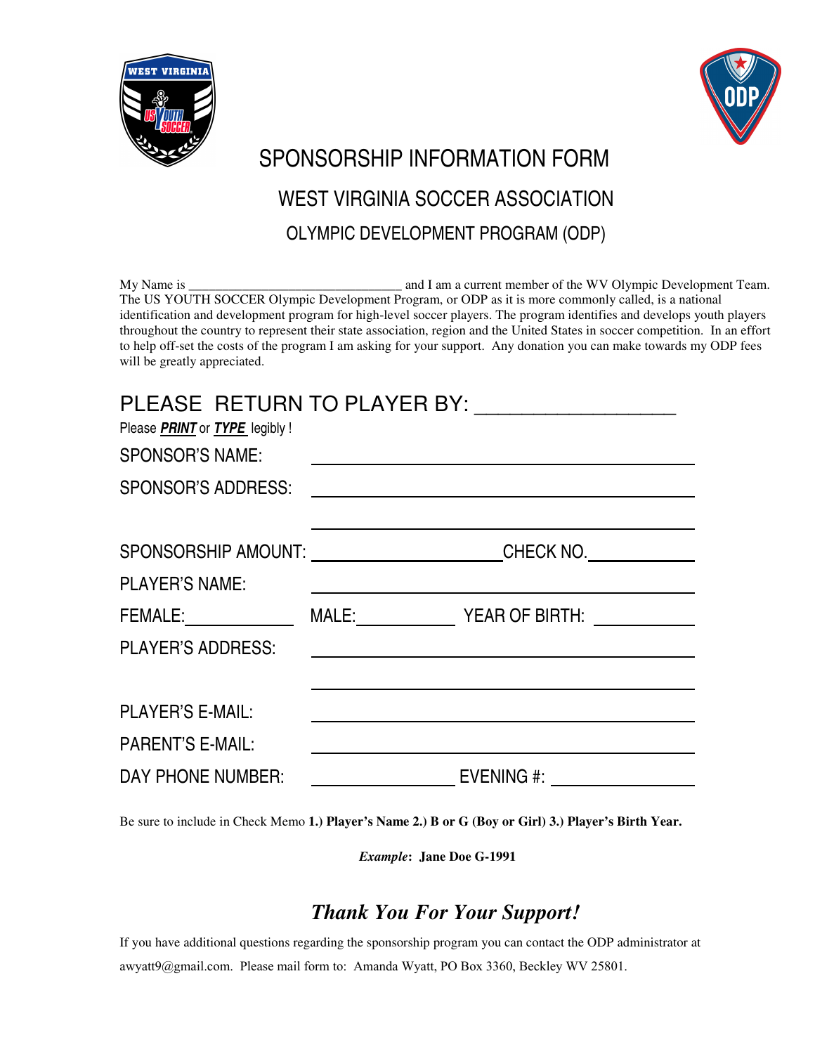# SPONSORSHIP INFORMATION FORM

## WEST VIRGINIA SOCCER ASSOCIATION

### OLYMPIC DEVELOPMENT PROGRAM (ODP)

My Name is ________________________________ and I am a current member of the WV Olympic Development Team. The US YOUTH SOCCER Olympic Development Program, or ODP as it is more commonly called, is a national identification and development program for high-level soccer players. The program identifies and develops youth players throughout the country to represent their state association, region and the United States in soccer competition. In an effort to help off-set the costs of the program I am asking for your support. Any donation you can make towards my ODP fees will be greatly appreciated.

PLEASE RETURN TO PLAYER BY: __________________

Please ***PRINT*** or ***TYPE*** legibly !

SPONSOR'S NAME: ________________________________

SPONSOR'S ADDRESS: ________________________________

________________________________

SPONSORSHIP AMOUNT: __________________ CHECK NO. __________

PLAYER'S NAME: ________________________________

FEMALE: __________ MALE: __________ YEAR OF BIRTH: __________

PLAYER'S ADDRESS: ________________________________

________________________________

PLAYER'S E-MAIL: ________________________________

PARENT'S E-MAIL: ________________________________

DAY PHONE NUMBER: ______________ EVENING #: ______________

Be sure to include in Check Memo **1.) Player's Name 2.) B or G (Boy or Girl) 3.) Player's Birth Year.**

***Example*: Jane Doe G-1991**

***Thank You For Your Support!***

If you have additional questions regarding the sponsorship program you can contact the ODP administrator at awyatt9@gmail.com. Please mail form to: Amanda Wyatt, PO Box 3360, Beckley WV 25801.